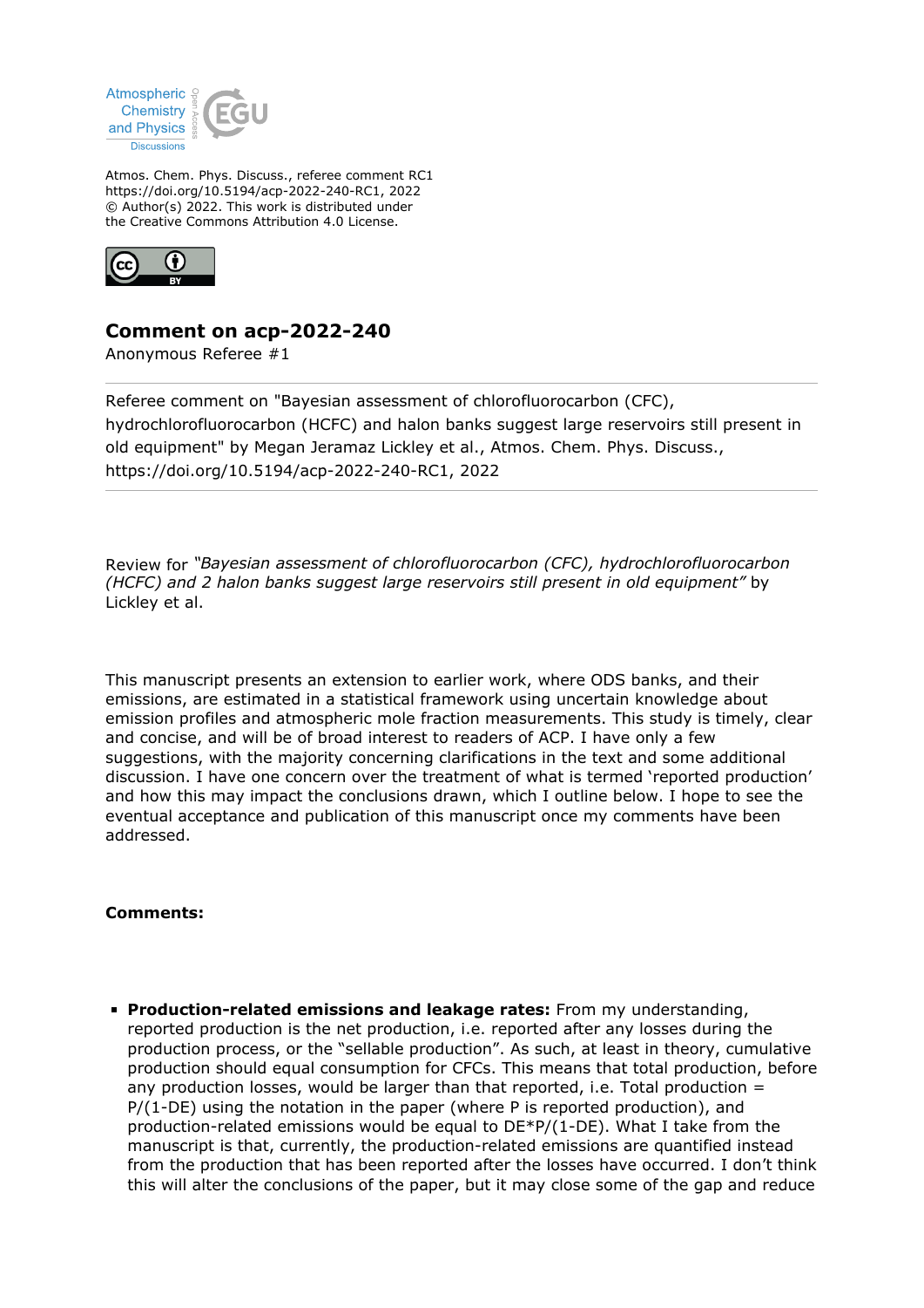Atmospheric Chemistry and Physics Discussions

Atmos. Chem. Phys. Discuss., referee comment RC1
https://doi.org/10.5194/acp-2022-240-RC1, 2022
© Author(s) 2022. This work is distributed under the Creative Commons Attribution 4.0 License.

## Comment on acp-2022-240

Anonymous Referee #1

Referee comment on "Bayesian assessment of chlorofluorocarbon (CFC), hydrochlorofluorocarbon (HCFC) and halon banks suggest large reservoirs still present in old equipment" by Megan Jeramaz Lickley et al., Atmos. Chem. Phys. Discuss., https://doi.org/10.5194/acp-2022-240-RC1, 2022

Review for *"Bayesian assessment of chlorofluorocarbon (CFC), hydrochlorofluorocarbon (HCFC) and 2 halon banks suggest large reservoirs still present in old equipment"* by Lickley et al.

This manuscript presents an extension to earlier work, where ODS banks, and their emissions, are estimated in a statistical framework using uncertain knowledge about emission profiles and atmospheric mole fraction measurements. This study is timely, clear and concise, and will be of broad interest to readers of ACP. I have only a few suggestions, with the majority concerning clarifications in the text and some additional discussion. I have one concern over the treatment of what is termed 'reported production' and how this may impact the conclusions drawn, which I outline below. I hope to see the eventual acceptance and publication of this manuscript once my comments have been addressed.

**Comments:**

- **Production-related emissions and leakage rates:** From my understanding, reported production is the net production, i.e. reported after any losses during the production process, or the "sellable production". As such, at least in theory, cumulative production should equal consumption for CFCs. This means that total production, before any production losses, would be larger than that reported, i.e. Total production = $P/(1-DE)$ using the notation in the paper (where P is reported production), and production-related emissions would be equal to $DE*P/(1-DE)$. What I take from the manuscript is that, currently, the production-related emissions are quantified instead from the production that has been reported after the losses have occurred. I don't think this will alter the conclusions of the paper, but it may close some of the gap and reduce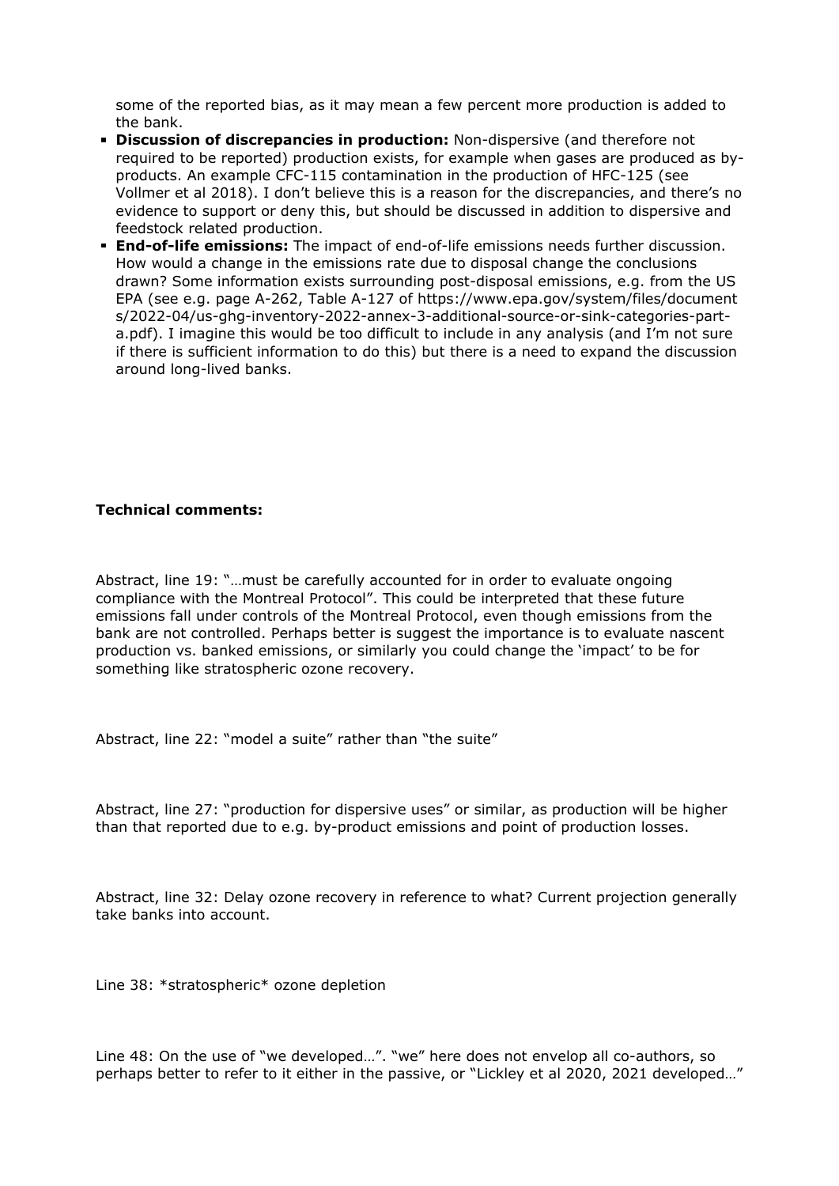some of the reported bias, as it may mean a few percent more production is added to the bank.

- **Discussion of discrepancies in production:** Non-dispersive (and therefore not required to be reported) production exists, for example when gases are produced as by-products. An example CFC-115 contamination in the production of HFC-125 (see Vollmer et al 2018). I don't believe this is a reason for the discrepancies, and there's no evidence to support or deny this, but should be discussed in addition to dispersive and feedstock related production.
- **End-of-life emissions:** The impact of end-of-life emissions needs further discussion. How would a change in the emissions rate due to disposal change the conclusions drawn? Some information exists surrounding post-disposal emissions, e.g. from the US EPA (see e.g. page A-262, Table A-127 of https://www.epa.gov/system/files/documents/2022-04/us-ghg-inventory-2022-annex-3-additional-source-or-sink-categories-part-a.pdf). I imagine this would be too difficult to include in any analysis (and I'm not sure if there is sufficient information to do this) but there is a need to expand the discussion around long-lived banks.

**Technical comments:**

Abstract, line 19: "…must be carefully accounted for in order to evaluate ongoing compliance with the Montreal Protocol". This could be interpreted that these future emissions fall under controls of the Montreal Protocol, even though emissions from the bank are not controlled. Perhaps better is suggest the importance is to evaluate nascent production vs. banked emissions, or similarly you could change the 'impact' to be for something like stratospheric ozone recovery.

Abstract, line 22: "model a suite" rather than "the suite"

Abstract, line 27: "production for dispersive uses" or similar, as production will be higher than that reported due to e.g. by-product emissions and point of production losses.

Abstract, line 32: Delay ozone recovery in reference to what? Current projection generally take banks into account.

Line 38: *stratospheric* ozone depletion

Line 48: On the use of "we developed…". "we" here does not envelop all co-authors, so perhaps better to refer to it either in the passive, or "Lickley et al 2020, 2021 developed…"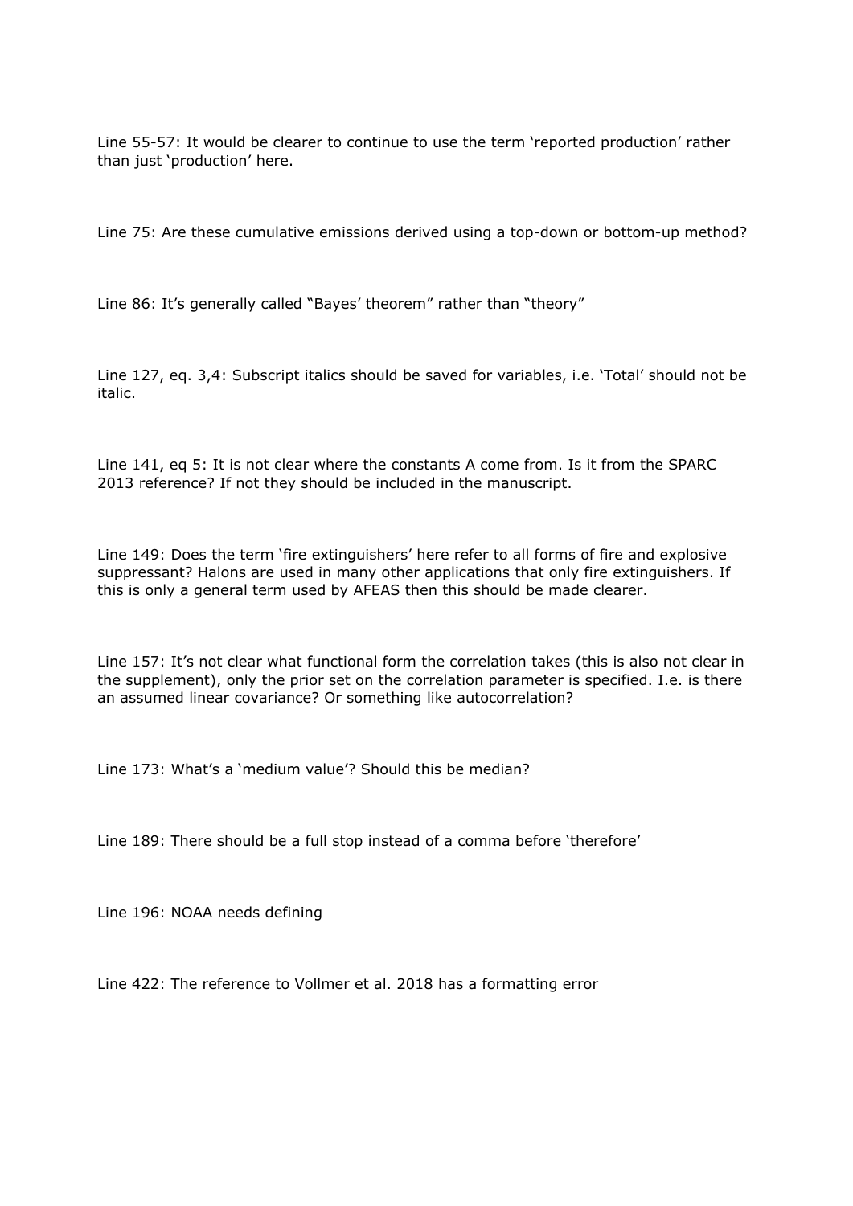Line 55-57: It would be clearer to continue to use the term 'reported production' rather than just 'production' here.

Line 75: Are these cumulative emissions derived using a top-down or bottom-up method?

Line 86: It's generally called "Bayes' theorem" rather than "theory"

Line 127, eq. 3,4: Subscript italics should be saved for variables, i.e. 'Total' should not be italic.

Line 141, eq 5: It is not clear where the constants A come from. Is it from the SPARC 2013 reference? If not they should be included in the manuscript.

Line 149: Does the term 'fire extinguishers' here refer to all forms of fire and explosive suppressant? Halons are used in many other applications that only fire extinguishers. If this is only a general term used by AFEAS then this should be made clearer.

Line 157: It's not clear what functional form the correlation takes (this is also not clear in the supplement), only the prior set on the correlation parameter is specified. I.e. is there an assumed linear covariance? Or something like autocorrelation?

Line 173: What's a 'medium value'? Should this be median?

Line 189: There should be a full stop instead of a comma before 'therefore'

Line 196: NOAA needs defining

Line 422: The reference to Vollmer et al. 2018 has a formatting error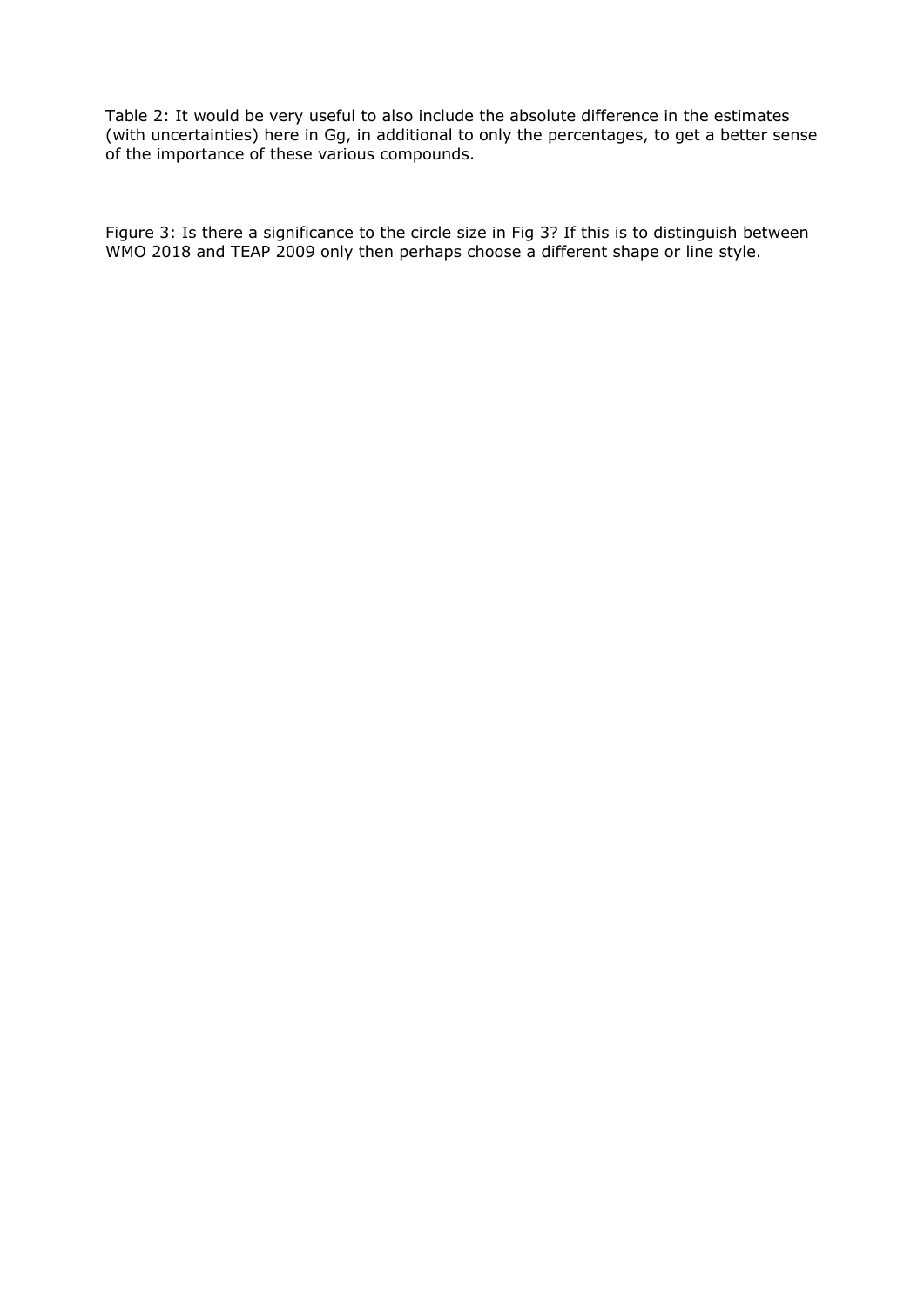Table 2: It would be very useful to also include the absolute difference in the estimates (with uncertainties) here in Gg, in additional to only the percentages, to get a better sense of the importance of these various compounds.

Figure 3: Is there a significance to the circle size in Fig 3? If this is to distinguish between WMO 2018 and TEAP 2009 only then perhaps choose a different shape or line style.